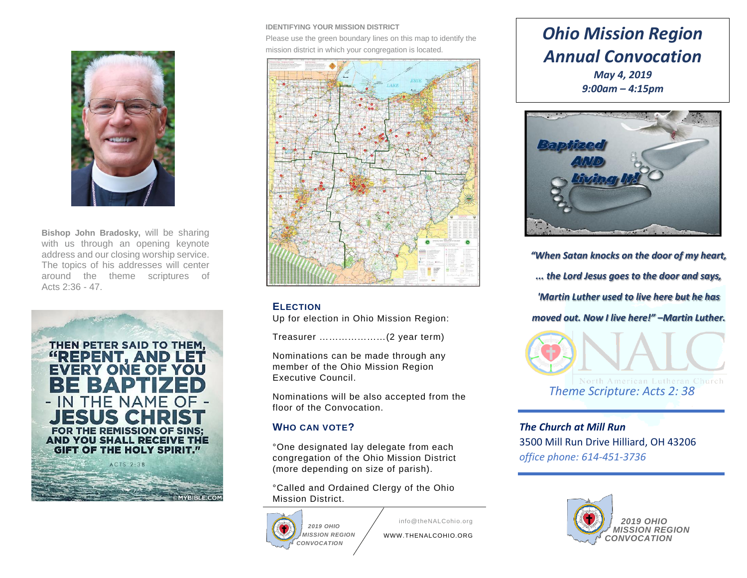# Ohio Mission Region Annual Convocation

***May 4, 2019***

***9:00am – 4:15pm***

***"When Satan knocks on the door of my heart, ... the Lord Jesus goes to the door and says, 'Martin Luther used to live here but he has moved out. Now I live here!" –Martin Luther.***

NALC

North American Lutheran Church

*Theme Scripture: Acts 2: 38*

***The Church at Mill Run***

3500 Mill Run Drive Hilliard, OH 43206

*office phone: 614-451-3736*

***2019 OHIO MISSION REGION CONVOCATION***

**Bishop John Bradosky,** will be sharing with us through an opening keynote address and our closing worship service. The topics of his addresses will center around the theme scriptures of Acts 2:36 - 47.

THEN PETER SAID TO THEM, "REPENT, AND LET EVERY ONE OF YOU BE BAPTIZED - IN THE NAME OF - JESUS CHRIST FOR THE REMISSION OF SINS; AND YOU SHALL RECEIVE THE GIFT OF THE HOLY SPIRIT."

ACTS 2:38

## IDENTIFYING YOUR MISSION DISTRICT

Please use the green boundary lines on this map to identify the mission district in which your congregation is located.

## ELECTION

Up for election in Ohio Mission Region:

Treasurer …………………(2 year term)

Nominations can be made through any member of the Ohio Mission Region Executive Council.

Nominations will be also accepted from the floor of the Convocation.

## WHO CAN VOTE?

°One designated lay delegate from each congregation of the Ohio Mission District (more depending on size of parish).

°Called and Ordained Clergy of the Ohio Mission District.

*2019 OHIO MISSION REGION CONVOCATION*

info@theNALCohio.org

WWW.THENALCOHIO.ORG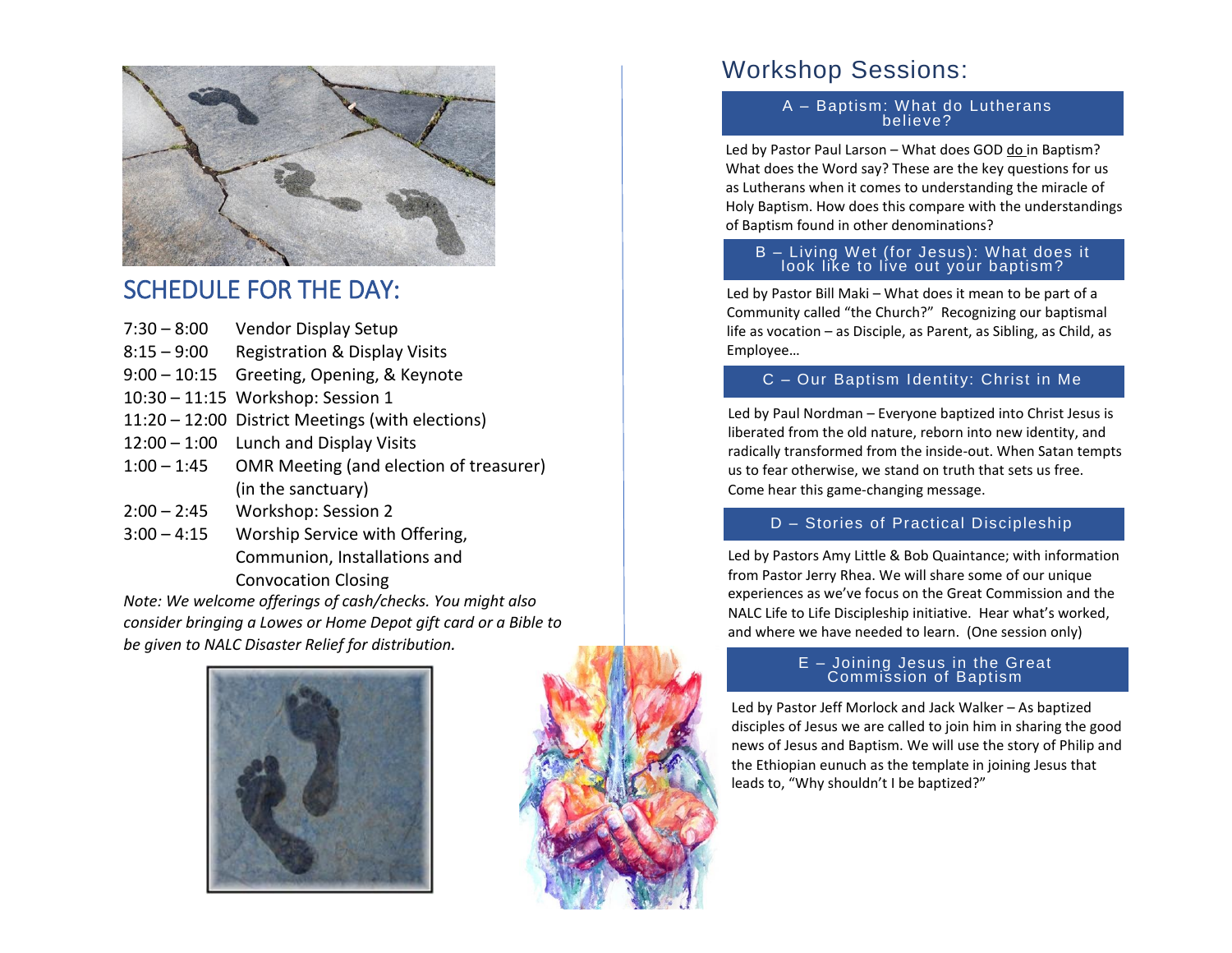## SCHEDULE FOR THE DAY:

| | |
|---|---|
| 7:30 – 8:00 | Vendor Display Setup |
| 8:15 – 9:00 | Registration & Display Visits |
| 9:00 – 10:15 | Greeting, Opening, & Keynote |
| 10:30 – 11:15 | Workshop: Session 1 |
| 11:20 – 12:00 | District Meetings (with elections) |
| 12:00 – 1:00 | Lunch and Display Visits |
| 1:00 – 1:45 | OMR Meeting (and election of treasurer) (in the sanctuary) |
| 2:00 – 2:45 | Workshop: Session 2 |
| 3:00 – 4:15 | Worship Service with Offering, Communion, Installations and Convocation Closing |

*Note: We welcome offerings of cash/checks. You might also consider bringing a Lowes or Home Depot gift card or a Bible to be given to NALC Disaster Relief for distribution.*

# Workshop Sessions:

### A – Baptism: What do Lutherans believe?

Led by Pastor Paul Larson – What does GOD do in Baptism? What does the Word say? These are the key questions for us as Lutherans when it comes to understanding the miracle of Holy Baptism. How does this compare with the understandings of Baptism found in other denominations?

### B – Living Wet (for Jesus): What does it look like to live out your baptism?

Led by Pastor Bill Maki – What does it mean to be part of a Community called "the Church?" Recognizing our baptismal life as vocation – as Disciple, as Parent, as Sibling, as Child, as Employee…

### C – Our Baptism Identity: Christ in Me

Led by Paul Nordman – Everyone baptized into Christ Jesus is liberated from the old nature, reborn into new identity, and radically transformed from the inside-out. When Satan tempts us to fear otherwise, we stand on truth that sets us free. Come hear this game-changing message.

### D – Stories of Practical Discipleship

Led by Pastors Amy Little & Bob Quaintance; with information from Pastor Jerry Rhea. We will share some of our unique experiences as we've focus on the Great Commission and the NALC Life to Life Discipleship initiative. Hear what's worked, and where we have needed to learn. (One session only)

### E – Joining Jesus in the Great Commission of Baptism

Led by Pastor Jeff Morlock and Jack Walker – As baptized disciples of Jesus we are called to join him in sharing the good news of Jesus and Baptism. We will use the story of Philip and the Ethiopian eunuch as the template in joining Jesus that leads to, "Why shouldn't I be baptized?"